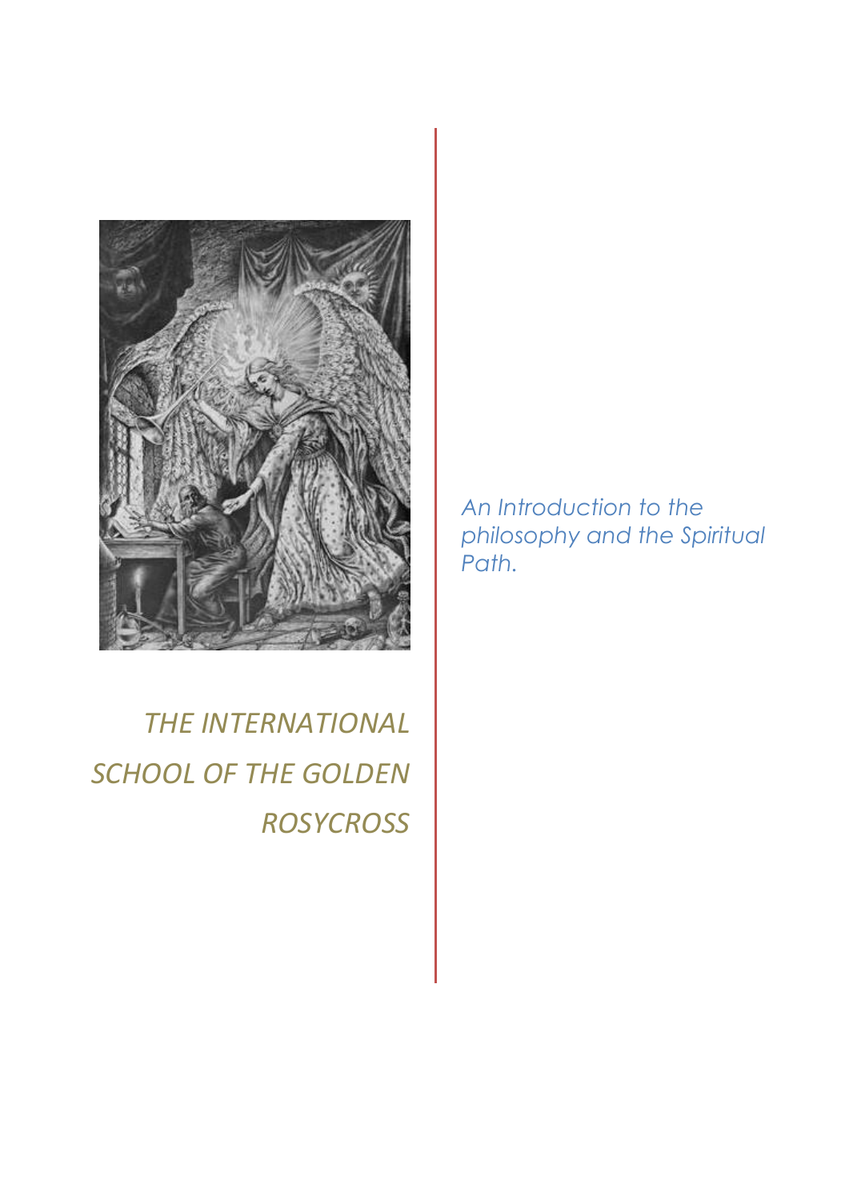# THE INTERNATIONAL SCHOOL OF THE GOLDEN ROSYCROSS

*An Introduction to the philosophy and the Spiritual Path.*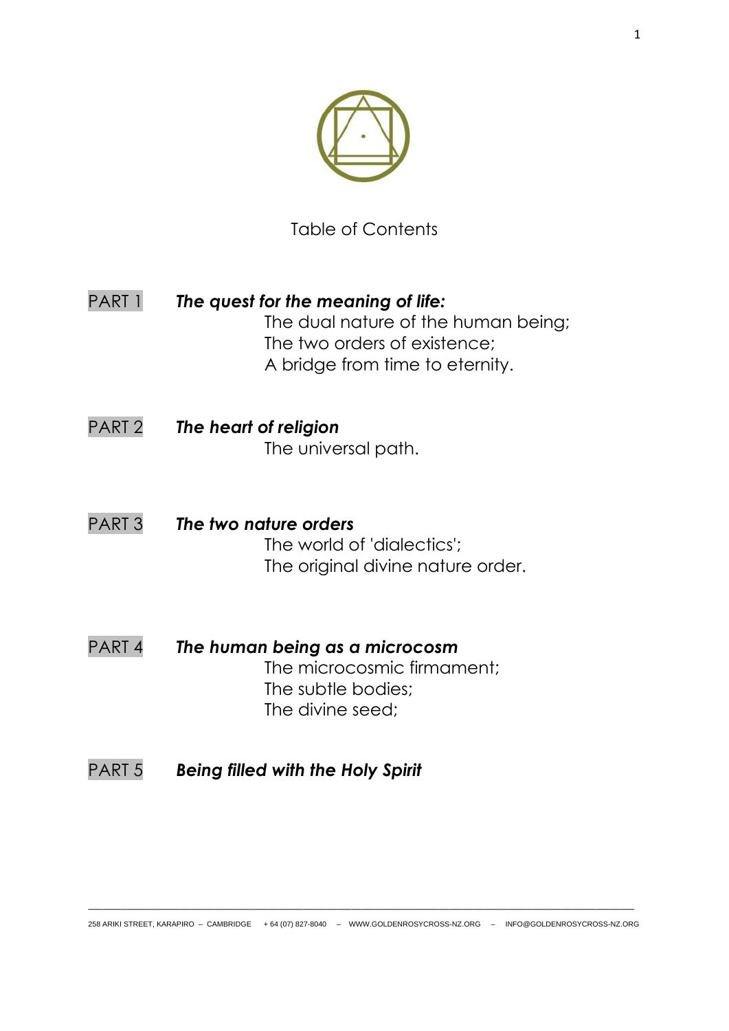# Table of Contents

**PART 1** ***The quest for the meaning of life:***

The dual nature of the human being;
The two orders of existence;
A bridge from time to eternity.

**PART 2** ***The heart of religion***

The universal path.

**PART 3** ***The two nature orders***

The world of 'dialectics';
The original divine nature order.

**PART 4** ***The human being as a microcosm***

The microcosmic firmament;
The subtle bodies;
The divine seed;

**PART 5** ***Being filled with the Holy Spirit***

258 ARIKI STREET, KARAPIRO – CAMBRIDGE + 64 (07) 827-8040 – WWW.GOLDENROSYCROSS-NZ.ORG – INFO@GOLDENROSYCROSS-NZ.ORG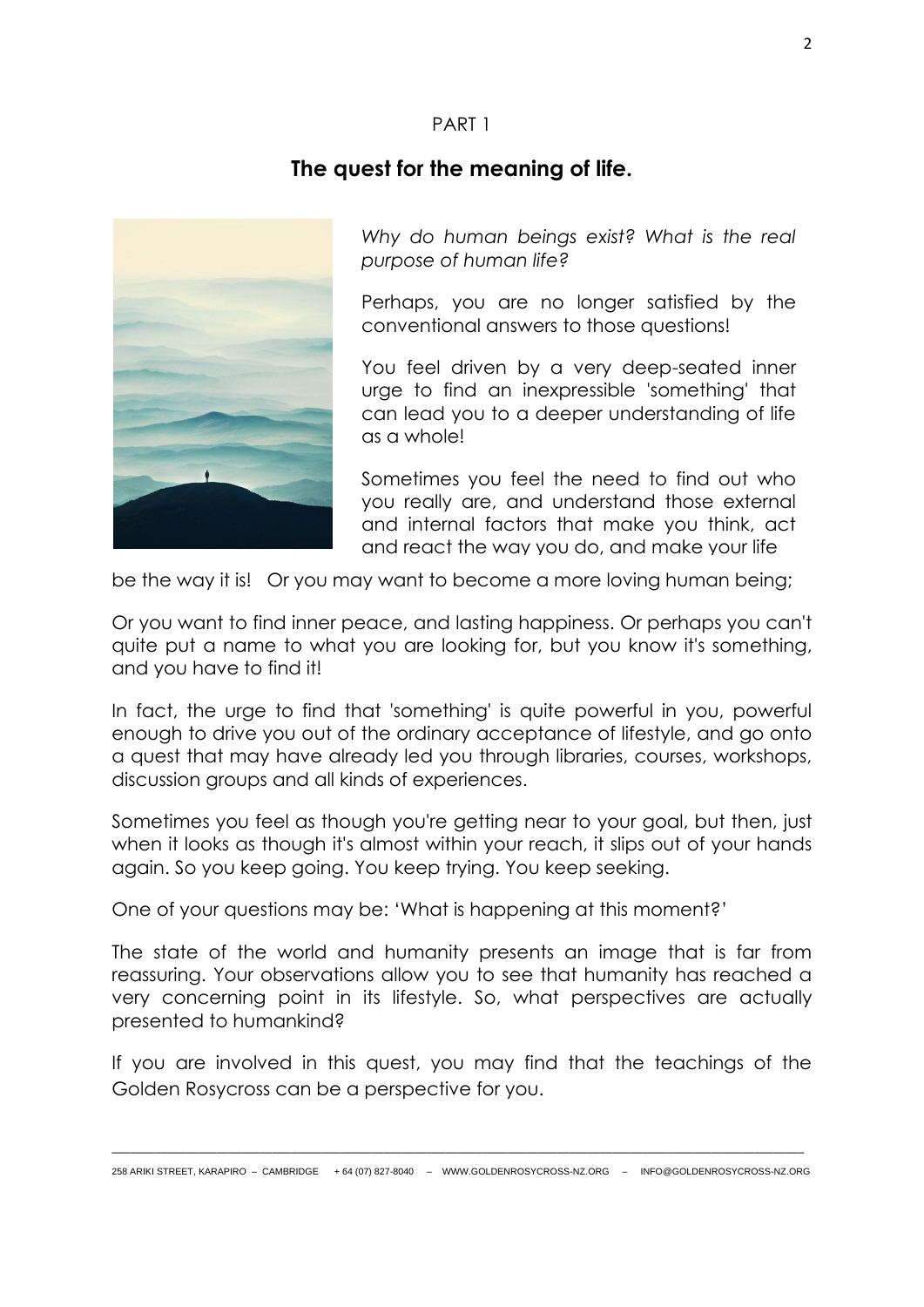PART 1

## The quest for the meaning of life.

*Why do human beings exist? What is the real purpose of human life?*

Perhaps, you are no longer satisfied by the conventional answers to those questions!

You feel driven by a very deep-seated inner urge to find an inexpressible 'something' that can lead you to a deeper understanding of life as a whole!

Sometimes you feel the need to find out who you really are, and understand those external and internal factors that make you think, act and react the way you do, and make your life be the way it is! Or you may want to become a more loving human being;

Or you want to find inner peace, and lasting happiness. Or perhaps you can't quite put a name to what you are looking for, but you know it's something, and you have to find it!

In fact, the urge to find that 'something' is quite powerful in you, powerful enough to drive you out of the ordinary acceptance of lifestyle, and go onto a quest that may have already led you through libraries, courses, workshops, discussion groups and all kinds of experiences.

Sometimes you feel as though you're getting near to your goal, but then, just when it looks as though it's almost within your reach, it slips out of your hands again. So you keep going. You keep trying. You keep seeking.

One of your questions may be: 'What is happening at this moment?'

The state of the world and humanity presents an image that is far from reassuring. Your observations allow you to see that humanity has reached a very concerning point in its lifestyle. So, what perspectives are actually presented to humankind?

If you are involved in this quest, you may find that the teachings of the Golden Rosycross can be a perspective for you.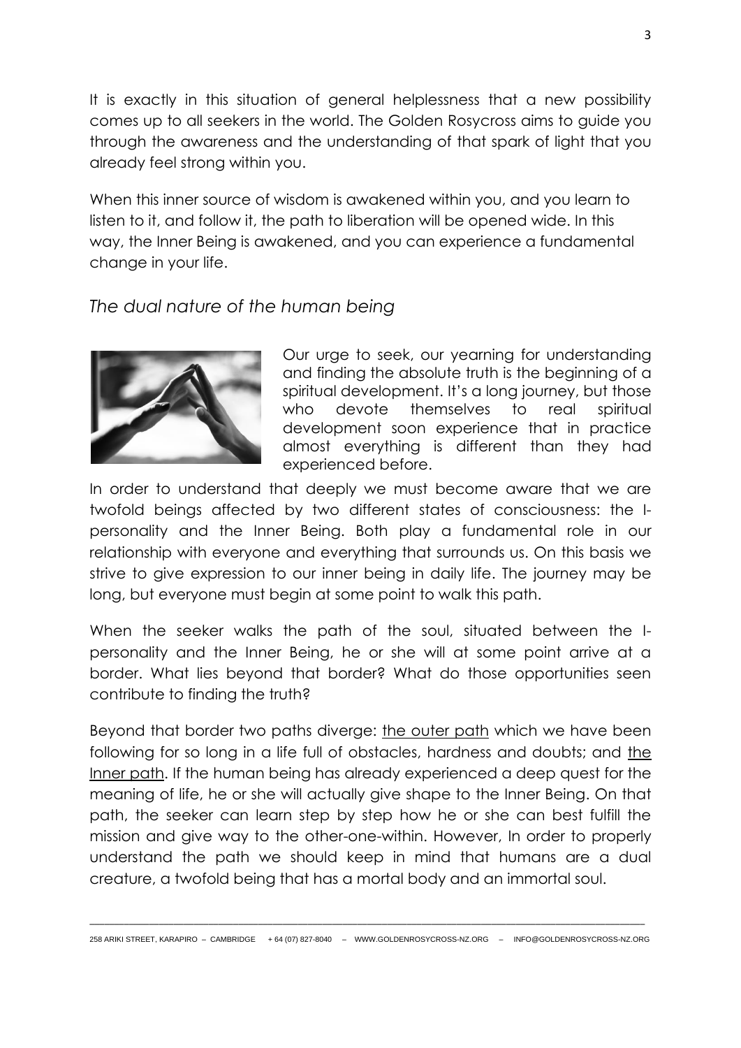It is exactly in this situation of general helplessness that a new possibility comes up to all seekers in the world. The Golden Rosycross aims to guide you through the awareness and the understanding of that spark of light that you already feel strong within you.

When this inner source of wisdom is awakened within you, and you learn to listen to it, and follow it, the path to liberation will be opened wide. In this way, the Inner Being is awakened, and you can experience a fundamental change in your life.

## *The dual nature of the human being*

Our urge to seek, our yearning for understanding and finding the absolute truth is the beginning of a spiritual development. It's a long journey, but those who devote themselves to real spiritual development soon experience that in practice almost everything is different than they had experienced before.

In order to understand that deeply we must become aware that we are twofold beings affected by two different states of consciousness: the I-personality and the Inner Being. Both play a fundamental role in our relationship with everyone and everything that surrounds us. On this basis we strive to give expression to our inner being in daily life. The journey may be long, but everyone must begin at some point to walk this path.

When the seeker walks the path of the soul, situated between the I-personality and the Inner Being, he or she will at some point arrive at a border. What lies beyond that border? What do those opportunities seen contribute to finding the truth?

Beyond that border two paths diverge: <u>the outer path</u> which we have been following for so long in a life full of obstacles, hardness and doubts; and <u>the Inner path</u>. If the human being has already experienced a deep quest for the meaning of life, he or she will actually give shape to the Inner Being. On that path, the seeker can learn step by step how he or she can best fulfill the mission and give way to the other-one-within. However, In order to properly understand the path we should keep in mind that humans are a dual creature, a twofold being that has a mortal body and an immortal soul.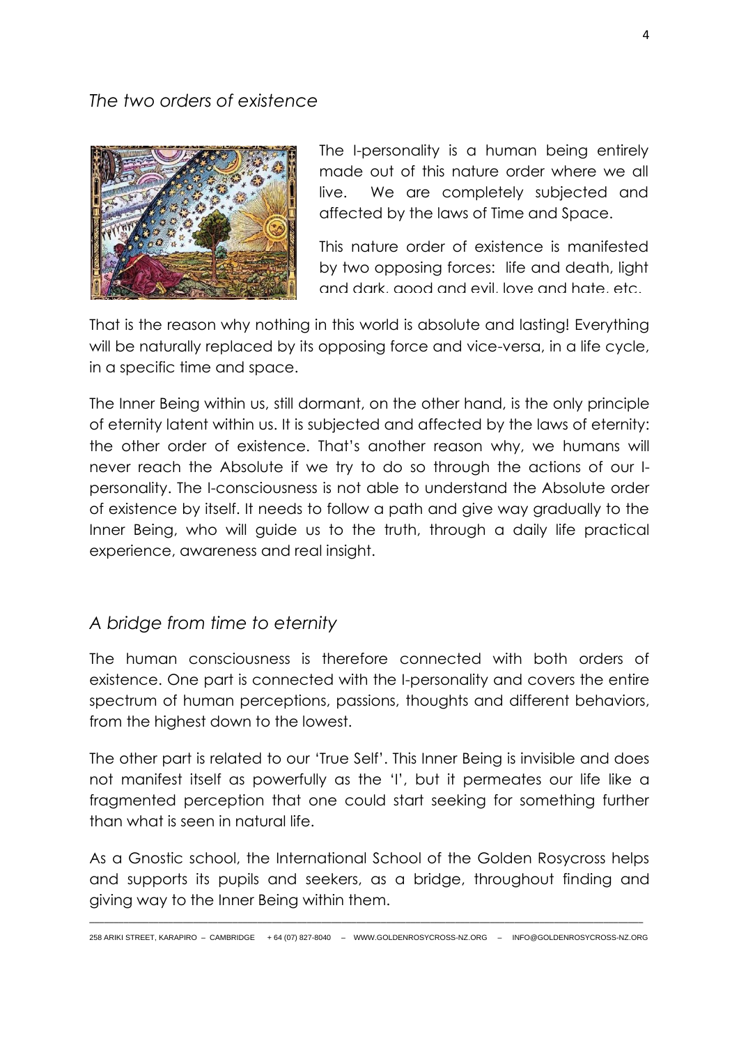## *The two orders of existence*

The I-personality is a human being entirely made out of this nature order where we all live. We are completely subjected and affected by the laws of Time and Space.

This nature order of existence is manifested by two opposing forces: life and death, light and dark, good and evil, love and hate, etc.

That is the reason why nothing in this world is absolute and lasting! Everything will be naturally replaced by its opposing force and vice-versa, in a life cycle, in a specific time and space.

The Inner Being within us, still dormant, on the other hand, is the only principle of eternity latent within us. It is subjected and affected by the laws of eternity: the other order of existence. That's another reason why, we humans will never reach the Absolute if we try to do so through the actions of our I-personality. The I-consciousness is not able to understand the Absolute order of existence by itself. It needs to follow a path and give way gradually to the Inner Being, who will guide us to the truth, through a daily life practical experience, awareness and real insight.

## *A bridge from time to eternity*

The human consciousness is therefore connected with both orders of existence. One part is connected with the I-personality and covers the entire spectrum of human perceptions, passions, thoughts and different behaviors, from the highest down to the lowest.

The other part is related to our 'True Self'. This Inner Being is invisible and does not manifest itself as powerfully as the 'I', but it permeates our life like a fragmented perception that one could start seeking for something further than what is seen in natural life.

As a Gnostic school, the International School of the Golden Rosycross helps and supports its pupils and seekers, as a bridge, throughout finding and giving way to the Inner Being within them.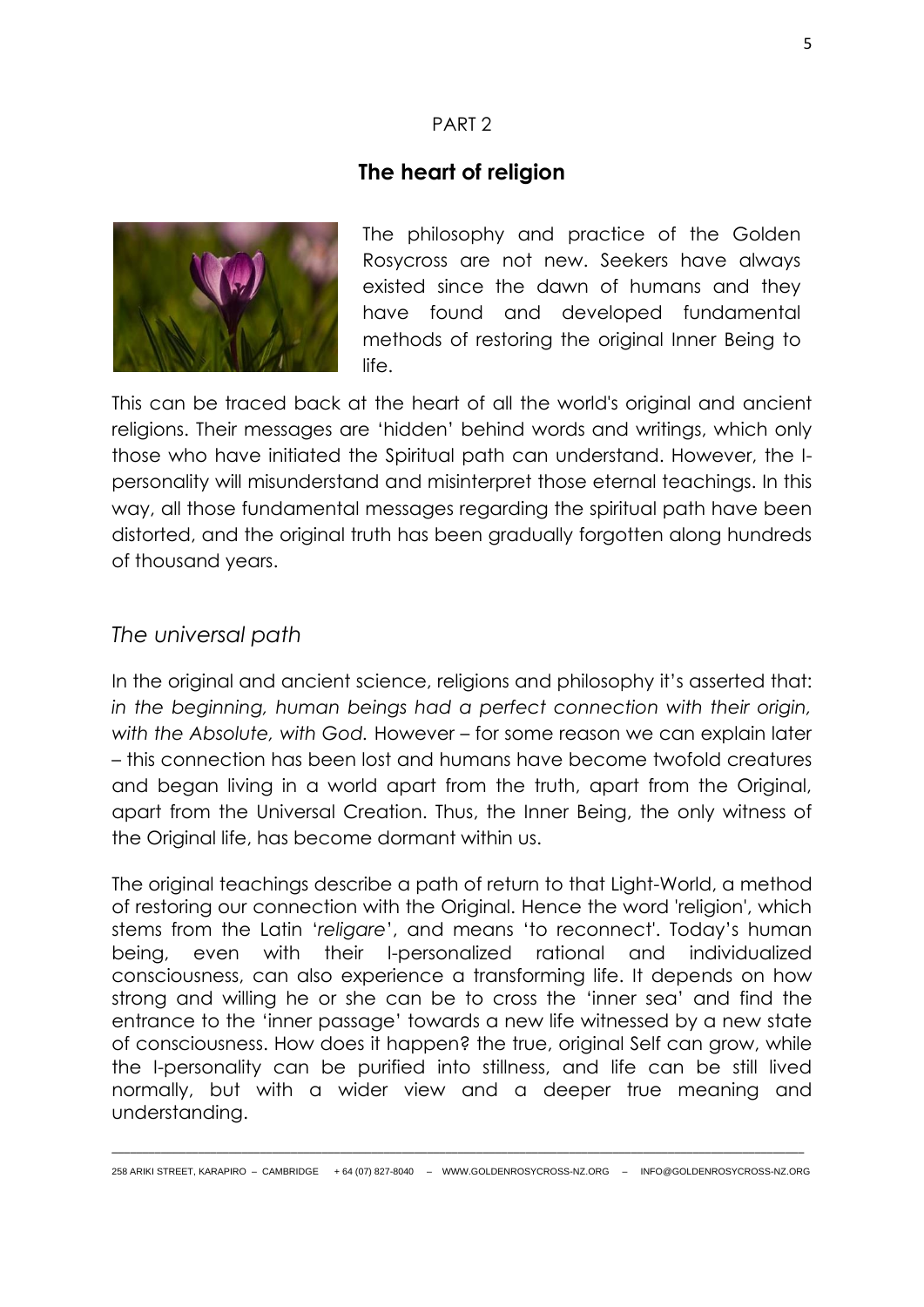PART 2

## The heart of religion

The philosophy and practice of the Golden Rosycross are not new. Seekers have always existed since the dawn of humans and they have found and developed fundamental methods of restoring the original Inner Being to life.

This can be traced back at the heart of all the world's original and ancient religions. Their messages are 'hidden' behind words and writings, which only those who have initiated the Spiritual path can understand. However, the I-personality will misunderstand and misinterpret those eternal teachings. In this way, all those fundamental messages regarding the spiritual path have been distorted, and the original truth has been gradually forgotten along hundreds of thousand years.

### *The universal path*

In the original and ancient science, religions and philosophy it's asserted that: *in the beginning, human beings had a perfect connection with their origin, with the Absolute, with God.* However – for some reason we can explain later – this connection has been lost and humans have become twofold creatures and began living in a world apart from the truth, apart from the Original, apart from the Universal Creation. Thus, the Inner Being, the only witness of the Original life, has become dormant within us.

The original teachings describe a path of return to that Light-World, a method of restoring our connection with the Original. Hence the word 'religion', which stems from the Latin '*religare*', and means 'to reconnect'. Today's human being, even with their I-personalized rational and individualized consciousness, can also experience a transforming life. It depends on how strong and willing he or she can be to cross the 'inner sea' and find the entrance to the 'inner passage' towards a new life witnessed by a new state of consciousness. How does it happen? the true, original Self can grow, while the I-personality can be purified into stillness, and life can be still lived normally, but with a wider view and a deeper true meaning and understanding.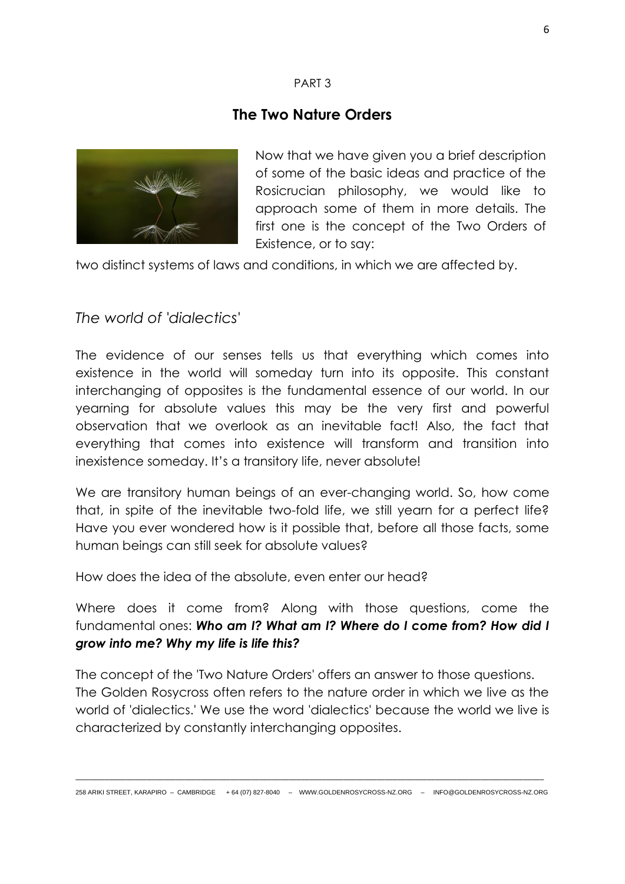PART 3

## The Two Nature Orders

Now that we have given you a brief description of some of the basic ideas and practice of the Rosicrucian philosophy, we would like to approach some of them in more details. The first one is the concept of the Two Orders of Existence, or to say:

two distinct systems of laws and conditions, in which we are affected by.

### *The world of 'dialectics'*

The evidence of our senses tells us that everything which comes into existence in the world will someday turn into its opposite. This constant interchanging of opposites is the fundamental essence of our world. In our yearning for absolute values this may be the very first and powerful observation that we overlook as an inevitable fact! Also, the fact that everything that comes into existence will transform and transition into inexistence someday. It's a transitory life, never absolute!

We are transitory human beings of an ever-changing world. So, how come that, in spite of the inevitable two-fold life, we still yearn for a perfect life? Have you ever wondered how is it possible that, before all those facts, some human beings can still seek for absolute values?

How does the idea of the absolute, even enter our head?

Where does it come from? Along with those questions, come the fundamental ones: ***Who am I? What am I? Where do I come from? How did I grow into me? Why my life is life this?***

The concept of the 'Two Nature Orders' offers an answer to those questions. The Golden Rosycross often refers to the nature order in which we live as the world of 'dialectics.' We use the word 'dialectics' because the world we live is characterized by constantly interchanging opposites.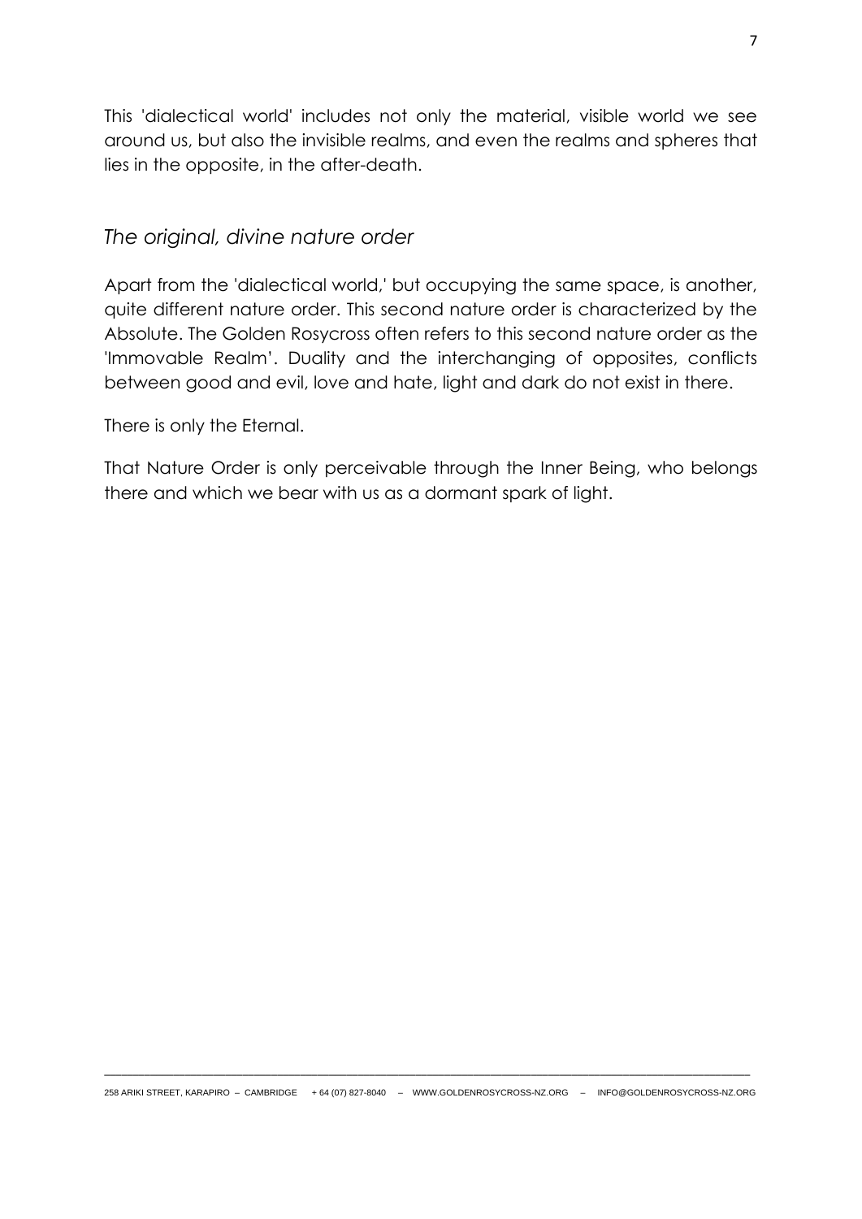This 'dialectical world' includes not only the material, visible world we see around us, but also the invisible realms, and even the realms and spheres that lies in the opposite, in the after-death.

## *The original, divine nature order*

Apart from the 'dialectical world,' but occupying the same space, is another, quite different nature order. This second nature order is characterized by the Absolute. The Golden Rosycross often refers to this second nature order as the 'Immovable Realm'. Duality and the interchanging of opposites, conflicts between good and evil, love and hate, light and dark do not exist in there.

There is only the Eternal.

That Nature Order is only perceivable through the Inner Being, who belongs there and which we bear with us as a dormant spark of light.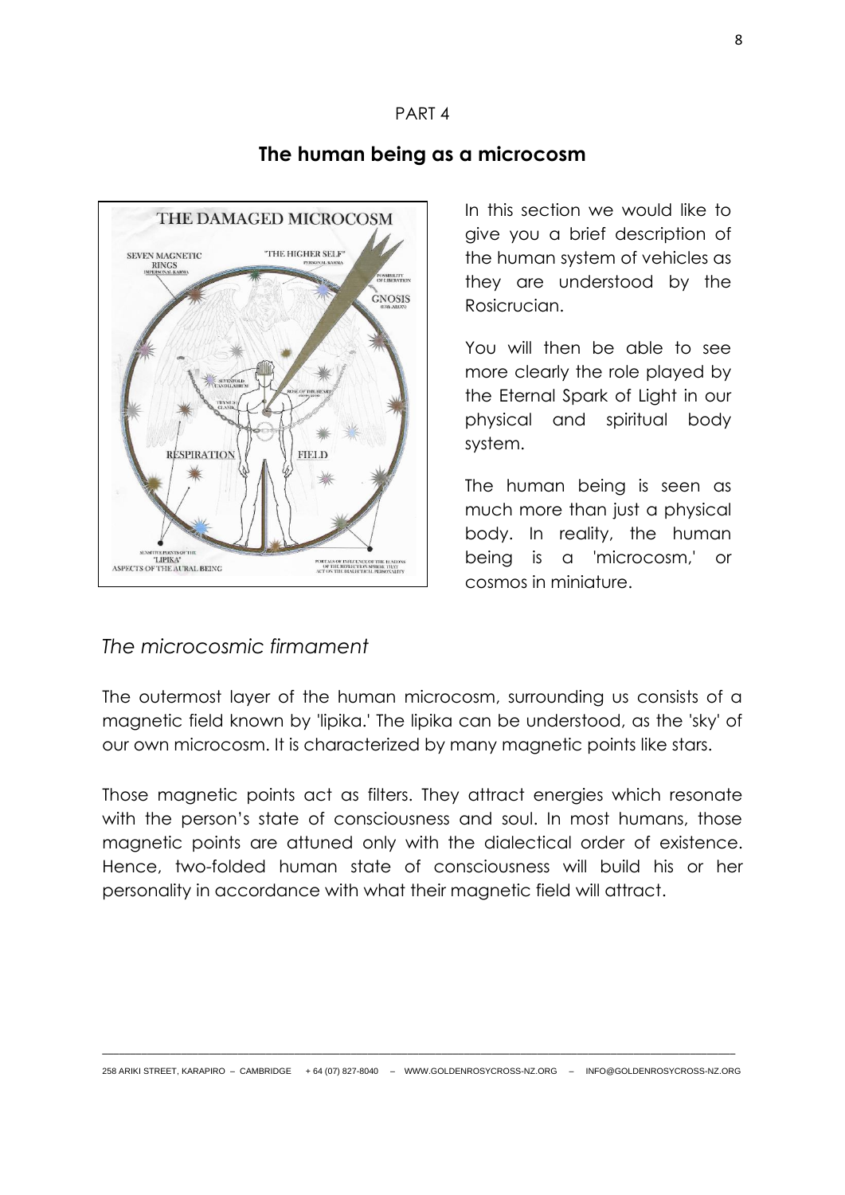PART 4

## The human being as a microcosm

In this section we would like to give you a brief description of the human system of vehicles as they are understood by the Rosicrucian.

You will then be able to see more clearly the role played by the Eternal Spark of Light in our physical and spiritual body system.

The human being is seen as much more than just a physical body. In reality, the human being is a 'microcosm,' or cosmos in miniature.

### *The microcosmic firmament*

The outermost layer of the human microcosm, surrounding us consists of a magnetic field known by 'lipika.' The lipika can be understood, as the 'sky' of our own microcosm. It is characterized by many magnetic points like stars.

Those magnetic points act as filters. They attract energies which resonate with the person's state of consciousness and soul. In most humans, those magnetic points are attuned only with the dialectical order of existence. Hence, two-folded human state of consciousness will build his or her personality in accordance with what their magnetic field will attract.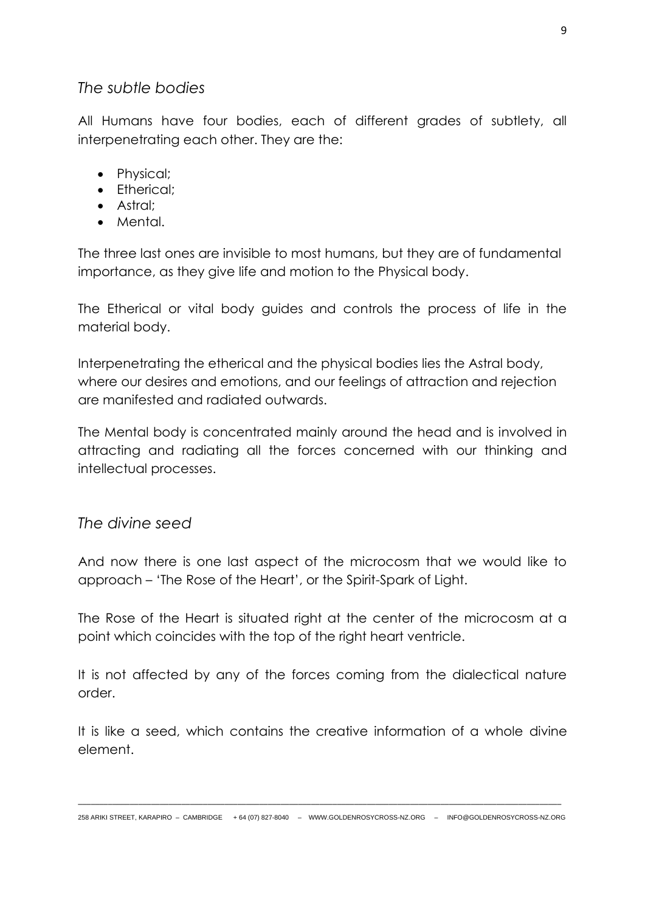## *The subtle bodies*

All Humans have four bodies, each of different grades of subtlety, all interpenetrating each other. They are the:

- Physical;
- Etherical;
- Astral;
- Mental.

The three last ones are invisible to most humans, but they are of fundamental importance, as they give life and motion to the Physical body.

The Etherical or vital body guides and controls the process of life in the material body.

Interpenetrating the etherical and the physical bodies lies the Astral body, where our desires and emotions, and our feelings of attraction and rejection are manifested and radiated outwards.

The Mental body is concentrated mainly around the head and is involved in attracting and radiating all the forces concerned with our thinking and intellectual processes.

## *The divine seed*

And now there is one last aspect of the microcosm that we would like to approach – 'The Rose of the Heart', or the Spirit-Spark of Light.

The Rose of the Heart is situated right at the center of the microcosm at a point which coincides with the top of the right heart ventricle.

It is not affected by any of the forces coming from the dialectical nature order.

It is like a seed, which contains the creative information of a whole divine element.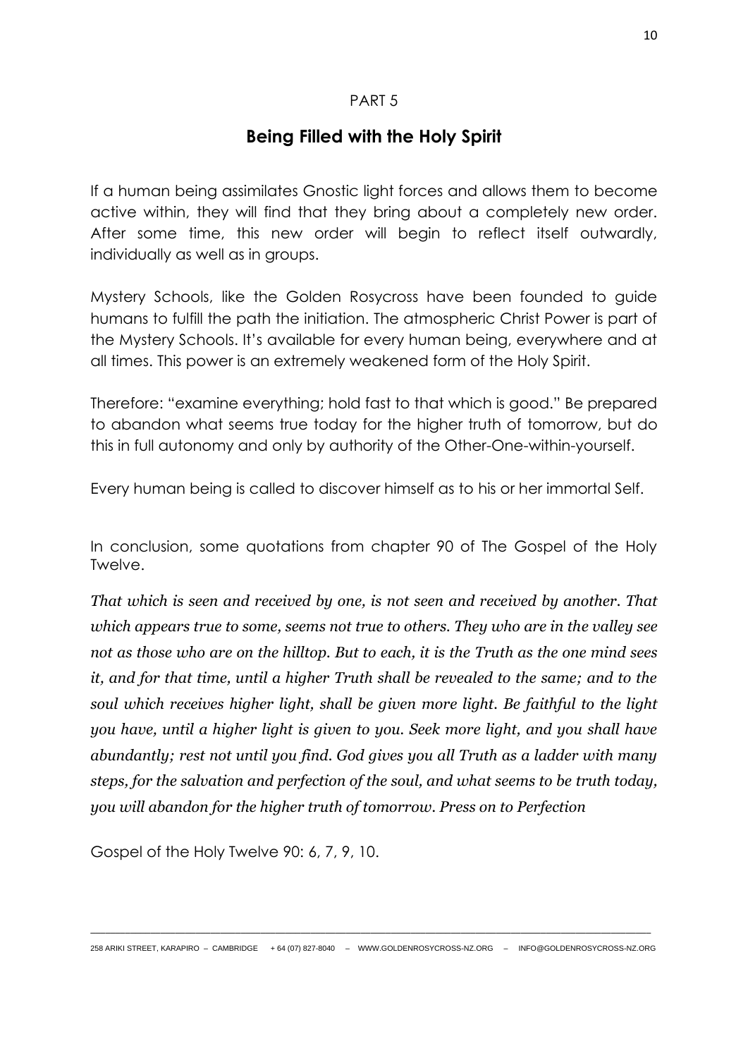PART 5

## Being Filled with the Holy Spirit

If a human being assimilates Gnostic light forces and allows them to become active within, they will find that they bring about a completely new order. After some time, this new order will begin to reflect itself outwardly, individually as well as in groups.

Mystery Schools, like the Golden Rosycross have been founded to guide humans to fulfill the path the initiation. The atmospheric Christ Power is part of the Mystery Schools. It's available for every human being, everywhere and at all times. This power is an extremely weakened form of the Holy Spirit.

Therefore: "examine everything; hold fast to that which is good." Be prepared to abandon what seems true today for the higher truth of tomorrow, but do this in full autonomy and only by authority of the Other-One-within-yourself.

Every human being is called to discover himself as to his or her immortal Self.

In conclusion, some quotations from chapter 90 of The Gospel of the Holy Twelve.

*That which is seen and received by one, is not seen and received by another. That which appears true to some, seems not true to others. They who are in the valley see not as those who are on the hilltop. But to each, it is the Truth as the one mind sees it, and for that time, until a higher Truth shall be revealed to the same; and to the soul which receives higher light, shall be given more light. Be faithful to the light you have, until a higher light is given to you. Seek more light, and you shall have abundantly; rest not until you find. God gives you all Truth as a ladder with many steps, for the salvation and perfection of the soul, and what seems to be truth today, you will abandon for the higher truth of tomorrow. Press on to Perfection*

Gospel of the Holy Twelve 90: 6, 7, 9, 10.